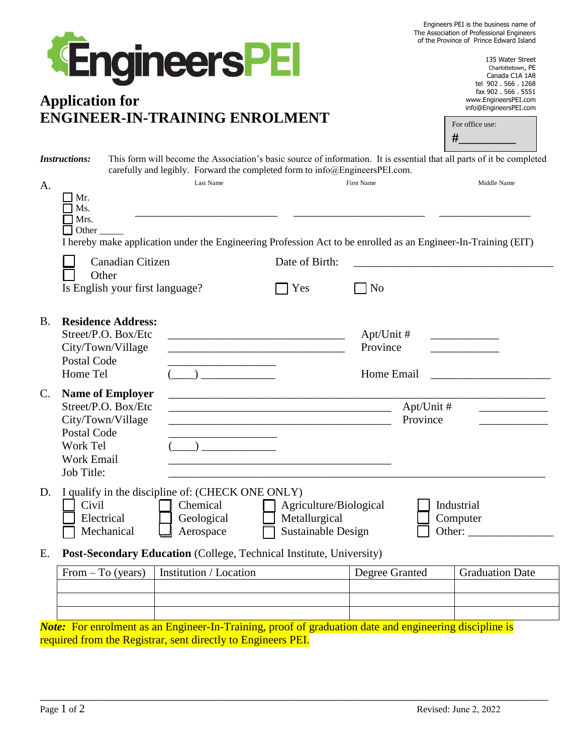Engineers PEI is the business name of The Association of Professional Engineers of the Province of Prince Edward Island

135 Water Street
Charlottetown, PE
Canada C1A 1A8
tel 902 . 566 . 1268
fax 902 . 566 . 5551
www.EngineersPEI.com
info@EngineersPEI.com

# EngineersPEI

## Application for ENGINEER-IN-TRAINING ENROLMENT

For office use:
#\_\_\_\_\_\_\_\_\_

***Instructions:*** This form will become the Association's basic source of information. It is essential that all parts of it be completed carefully and legibly. Forward the completed form to info@EngineersPEI.com.

**A.**

☐ Mr.
☐ Ms.
☐ Mrs.
☐ Other \_\_\_\_\_

Last Name \_\_\_\_\_\_\_\_\_\_\_\_\_\_\_\_\_\_\_\_\_\_\_\_\_\_ First Name \_\_\_\_\_\_\_\_\_\_\_\_\_\_\_\_\_\_\_\_\_\_\_\_ Middle Name \_\_\_\_\_\_\_\_\_\_\_\_\_\_\_\_\_

I hereby make application under the Engineering Profession Act to be enrolled as an Engineer-In-Training (EIT)

☐ Canadian Citizen
☐ Other

Date of Birth: \_\_\_\_\_\_\_\_\_\_\_\_\_\_\_\_\_\_\_\_\_\_\_\_\_\_\_\_\_\_\_\_\_\_\_\_

Is English your first language? ☐ Yes ☐ No

**B. Residence Address:**

Street/P.O. Box/Etc \_\_\_\_\_\_\_\_\_\_\_\_\_\_\_\_\_\_\_\_\_\_\_\_\_\_\_\_\_\_\_\_ Apt/Unit # \_\_\_\_\_\_\_\_\_\_\_\_
City/Town/Village \_\_\_\_\_\_\_\_\_\_\_\_\_\_\_\_\_\_\_\_\_\_\_\_\_\_\_\_\_\_\_\_ Province \_\_\_\_\_\_\_\_\_\_\_\_
Postal Code \_\_\_\_\_\_\_\_\_\_\_\_\_\_\_\_\_\_\_\_
Home Tel (\_\_\_\_) \_\_\_\_\_\_\_\_\_\_\_\_\_ Home Email \_\_\_\_\_\_\_\_\_\_\_\_\_\_\_\_\_\_\_\_\_\_

**C. Name of Employer** \_\_\_\_\_\_\_\_\_\_\_\_\_\_\_\_\_\_\_\_\_\_\_\_\_\_\_\_\_\_\_\_\_\_\_\_\_\_\_\_\_\_\_\_\_\_\_\_\_\_\_\_\_\_\_\_\_\_\_\_\_\_\_

Street/P.O. Box/Etc \_\_\_\_\_\_\_\_\_\_\_\_\_\_\_\_\_\_\_\_\_\_\_\_\_\_\_\_\_\_\_\_\_\_\_\_\_\_\_\_ Apt/Unit # \_\_\_\_\_\_\_\_\_\_\_\_
City/Town/Village \_\_\_\_\_\_\_\_\_\_\_\_\_\_\_\_\_\_\_\_\_\_\_\_\_\_\_\_\_\_\_\_\_\_\_\_\_\_\_\_ Province \_\_\_\_\_\_\_\_\_\_\_\_
Postal Code \_\_\_\_\_\_\_\_\_\_\_\_\_\_\_\_\_\_\_\_
Work Tel (\_\_\_\_) \_\_\_\_\_\_\_\_\_\_\_\_\_
Work Email \_\_\_\_\_\_\_\_\_\_\_\_\_\_\_\_\_\_\_\_\_\_\_\_\_\_\_\_\_\_\_\_\_\_\_\_\_\_\_\_
Job Title: \_\_\_\_\_\_\_\_\_\_\_\_\_\_\_\_\_\_\_\_\_\_\_\_\_\_\_\_\_\_\_\_\_\_\_\_\_\_\_\_\_\_\_\_\_\_\_\_\_\_\_\_\_\_\_\_\_\_\_\_\_\_\_\_\_\_

**D.** I qualify in the discipline of: (CHECK ONE ONLY)

| | | | |
|---|---|---|---|
| ☐ Civil | ☐ Chemical | ☐ Agriculture/Biological | ☐ Industrial |
| ☐ Electrical | ☐ Geological | ☐ Metallurgical | ☐ Computer |
| ☐ Mechanical | ☐ Aerospace | ☐ Sustainable Design | ☐ Other: \_\_\_\_\_\_\_\_\_\_\_\_\_\_\_ |

**E. Post-Secondary Education** (College, Technical Institute, University)

| From – To (years) | Institution / Location | Degree Granted | Graduation Date |
|---|---|---|---|
| | | | |
| | | | |
| | | | |

***Note:*** For enrolment as an Engineer-In-Training, proof of graduation date and engineering discipline is required from the Registrar, sent directly to Engineers PEI.

Revised: June 2, 2022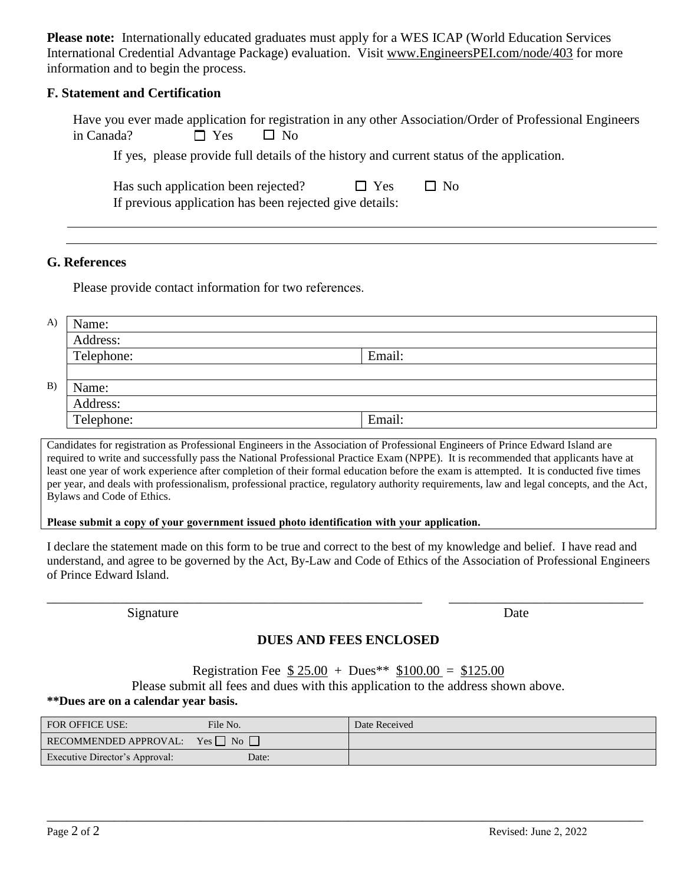**Please note:** Internationally educated graduates must apply for a WES ICAP (World Education Services International Credential Advantage Package) evaluation. Visit www.EngineersPEI.com/node/403 for more information and to begin the process.

### F. Statement and Certification

Have you ever made application for registration in any other Association/Order of Professional Engineers in Canada? ☐ Yes ☐ No

If yes, please provide full details of the history and current status of the application.

Has such application been rejected? ☐ Yes ☐ No

If previous application has been rejected give details:

\_\_\_\_\_\_\_\_\_\_\_\_\_\_\_\_\_\_\_\_\_\_\_\_\_\_\_\_\_\_\_\_\_\_\_\_\_\_\_\_\_\_\_\_\_\_\_\_\_\_\_\_\_\_\_\_\_\_\_\_

\_\_\_\_\_\_\_\_\_\_\_\_\_\_\_\_\_\_\_\_\_\_\_\_\_\_\_\_\_\_\_\_\_\_\_\_\_\_\_\_\_\_\_\_\_\_\_\_\_\_\_\_\_\_\_\_\_\_\_\_

### G. References

Please provide contact information for two references.

| | | |
|---|---|---|
| A) | Name: | |
| | Address: | |
| | Telephone: | Email: |
| | | |
| B) | Name: | |
| | Address: | |
| | Telephone: | Email: |

Candidates for registration as Professional Engineers in the Association of Professional Engineers of Prince Edward Island are required to write and successfully pass the National Professional Practice Exam (NPPE). It is recommended that applicants have at least one year of work experience after completion of their formal education before the exam is attempted. It is conducted five times per year, and deals with professionalism, professional practice, regulatory authority requirements, law and legal concepts, and the Act, Bylaws and Code of Ethics.

**Please submit a copy of your government issued photo identification with your application.**

I declare the statement made on this form to be true and correct to the best of my knowledge and belief. I have read and understand, and agree to be governed by the Act, By-Law and Code of Ethics of the Association of Professional Engineers of Prince Edward Island.

\_\_\_\_\_\_\_\_\_\_\_\_\_\_\_\_\_\_\_\_\_\_\_\_\_\_\_\_\_\_\_\_\_\_\_\_ \_\_\_\_\_\_\_\_\_\_\_\_\_\_\_\_\_\_\_\_

Signature Date

## DUES AND FEES ENCLOSED

Registration Fee $ 25.00 + Dues** $100.00 = $125.00

Please submit all fees and dues with this application to the address shown above.

****Dues are on a calendar year basis.**

| | |
|---|---|
| FOR OFFICE USE: File No. | Date Received |
| RECOMMENDED APPROVAL: Yes ☐ No ☐ | |
| Executive Director's Approval: Date: | |

Revised: June 2, 2022